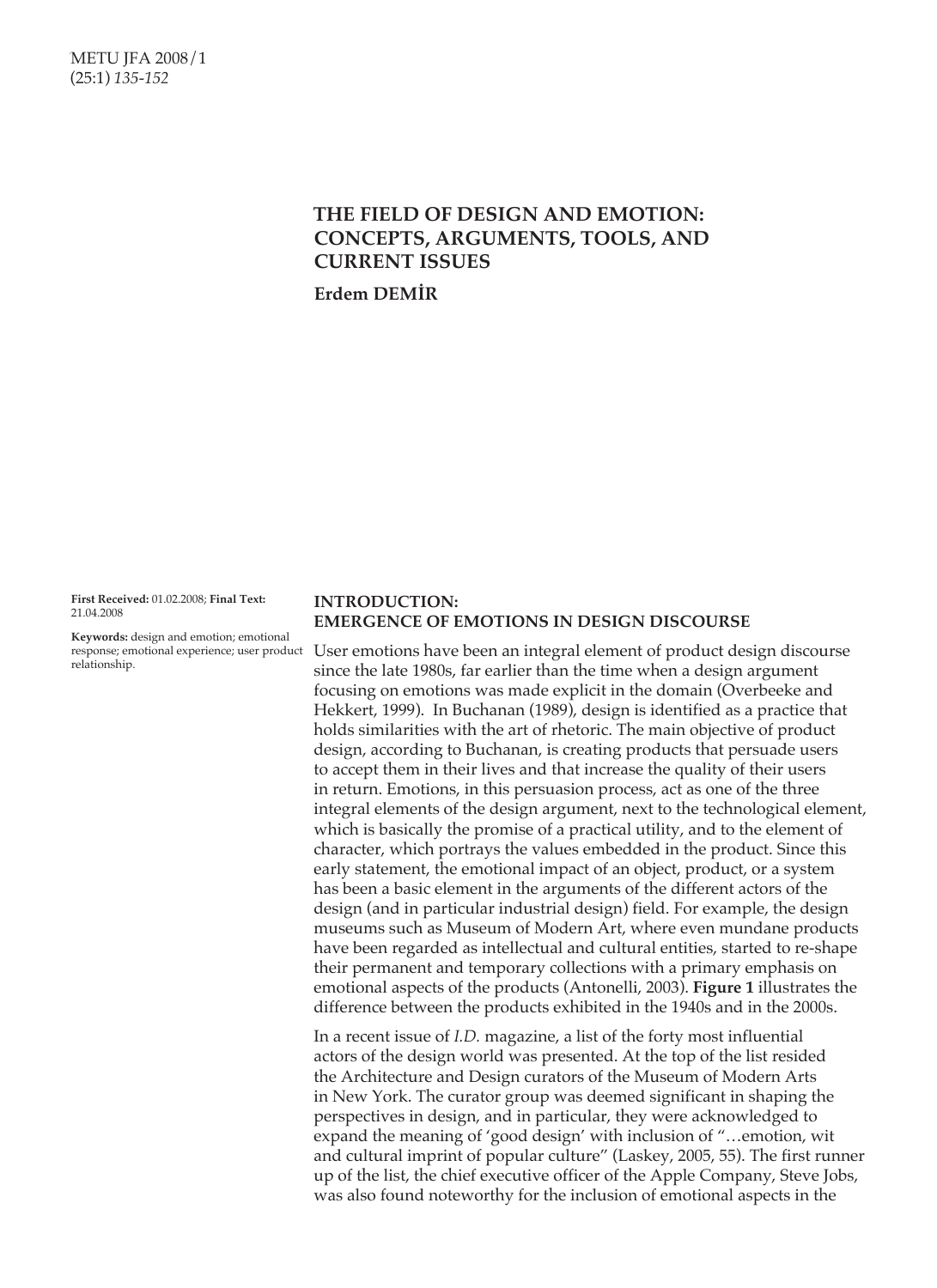# THE FIELD OF DESIGN AND EMOTION: CONCEPTS, ARGUMENTS, TOOLS, AND CURRENT ISSUES

**Erdem DEMİR**

**First Received:** 01.02.2008; **Final Text:** 21.04.2008

**Keywords:** design and emotion; emotional response; emotional experience; user product relationship.

## INTRODUCTION: EMERGENCE OF EMOTIONS IN DESIGN DISCOURSE

User emotions have been an integral element of product design discourse since the late 1980s, far earlier than the time when a design argument focusing on emotions was made explicit in the domain (Overbeeke and Hekkert, 1999). In Buchanan (1989), design is identified as a practice that holds similarities with the art of rhetoric. The main objective of product design, according to Buchanan, is creating products that persuade users to accept them in their lives and that increase the quality of their users in return. Emotions, in this persuasion process, act as one of the three integral elements of the design argument, next to the technological element, which is basically the promise of a practical utility, and to the element of character, which portrays the values embedded in the product. Since this early statement, the emotional impact of an object, product, or a system has been a basic element in the arguments of the different actors of the design (and in particular industrial design) field. For example, the design museums such as Museum of Modern Art, where even mundane products have been regarded as intellectual and cultural entities, started to re-shape their permanent and temporary collections with a primary emphasis on emotional aspects of the products (Antonelli, 2003). **Figure 1** illustrates the difference between the products exhibited in the 1940s and in the 2000s.

In a recent issue of *I.D.* magazine, a list of the forty most influential actors of the design world was presented. At the top of the list resided the Architecture and Design curators of the Museum of Modern Arts in New York. The curator group was deemed significant in shaping the perspectives in design, and in particular, they were acknowledged to expand the meaning of 'good design' with inclusion of "…emotion, wit and cultural imprint of popular culture" (Laskey, 2005, 55). The first runner up of the list, the chief executive officer of the Apple Company, Steve Jobs, was also found noteworthy for the inclusion of emotional aspects in the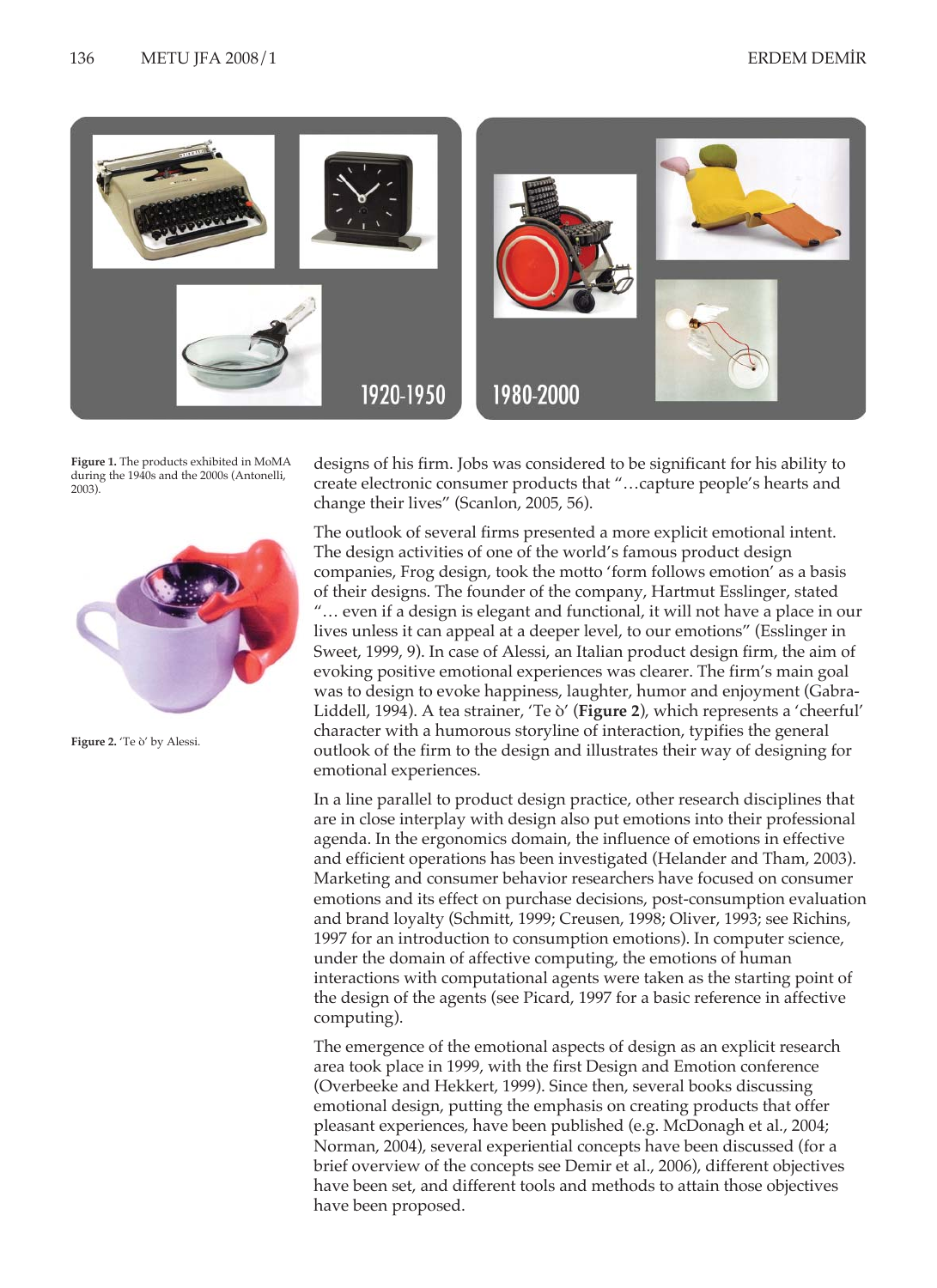Figure 1. The products exhibited in MoMA during the 1940s and the 2000s (Antonelli, 2003).

Figure 2. 'Te ò' by Alessi.

designs of his firm. Jobs was considered to be significant for his ability to create electronic consumer products that "…capture people's hearts and change their lives" (Scanlon, 2005, 56).

The outlook of several firms presented a more explicit emotional intent. The design activities of one of the world's famous product design companies, Frog design, took the motto 'form follows emotion' as a basis of their designs. The founder of the company, Hartmut Esslinger, stated "… even if a design is elegant and functional, it will not have a place in our lives unless it can appeal at a deeper level, to our emotions" (Esslinger in Sweet, 1999, 9). In case of Alessi, an Italian product design firm, the aim of evoking positive emotional experiences was clearer. The firm's main goal was to design to evoke happiness, laughter, humor and enjoyment (Gabra-Liddell, 1994). A tea strainer, 'Te ò' (**Figure 2**), which represents a 'cheerful' character with a humorous storyline of interaction, typifies the general outlook of the firm to the design and illustrates their way of designing for emotional experiences.

In a line parallel to product design practice, other research disciplines that are in close interplay with design also put emotions into their professional agenda. In the ergonomics domain, the influence of emotions in effective and efficient operations has been investigated (Helander and Tham, 2003). Marketing and consumer behavior researchers have focused on consumer emotions and its effect on purchase decisions, post-consumption evaluation and brand loyalty (Schmitt, 1999; Creusen, 1998; Oliver, 1993; see Richins, 1997 for an introduction to consumption emotions). In computer science, under the domain of affective computing, the emotions of human interactions with computational agents were taken as the starting point of the design of the agents (see Picard, 1997 for a basic reference in affective computing).

The emergence of the emotional aspects of design as an explicit research area took place in 1999, with the first Design and Emotion conference (Overbeeke and Hekkert, 1999). Since then, several books discussing emotional design, putting the emphasis on creating products that offer pleasant experiences, have been published (e.g. McDonagh et al., 2004; Norman, 2004), several experiential concepts have been discussed (for a brief overview of the concepts see Demir et al., 2006), different objectives have been set, and different tools and methods to attain those objectives have been proposed.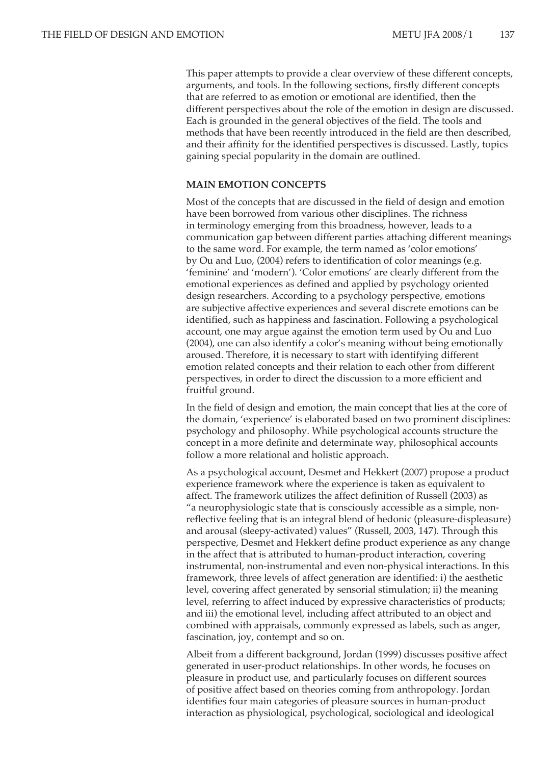This paper attempts to provide a clear overview of these different concepts, arguments, and tools. In the following sections, firstly different concepts that are referred to as emotion or emotional are identified, then the different perspectives about the role of the emotion in design are discussed. Each is grounded in the general objectives of the field. The tools and methods that have been recently introduced in the field are then described, and their affinity for the identified perspectives is discussed. Lastly, topics gaining special popularity in the domain are outlined.

## MAIN EMOTION CONCEPTS

Most of the concepts that are discussed in the field of design and emotion have been borrowed from various other disciplines. The richness in terminology emerging from this broadness, however, leads to a communication gap between different parties attaching different meanings to the same word. For example, the term named as 'color emotions' by Ou and Luo, (2004) refers to identification of color meanings (e.g. 'feminine' and 'modern'). 'Color emotions' are clearly different from the emotional experiences as defined and applied by psychology oriented design researchers. According to a psychology perspective, emotions are subjective affective experiences and several discrete emotions can be identified, such as happiness and fascination. Following a psychological account, one may argue against the emotion term used by Ou and Luo (2004), one can also identify a color's meaning without being emotionally aroused. Therefore, it is necessary to start with identifying different emotion related concepts and their relation to each other from different perspectives, in order to direct the discussion to a more efficient and fruitful ground.

In the field of design and emotion, the main concept that lies at the core of the domain, 'experience' is elaborated based on two prominent disciplines: psychology and philosophy. While psychological accounts structure the concept in a more definite and determinate way, philosophical accounts follow a more relational and holistic approach.

As a psychological account, Desmet and Hekkert (2007) propose a product experience framework where the experience is taken as equivalent to affect. The framework utilizes the affect definition of Russell (2003) as "a neurophysiologic state that is consciously accessible as a simple, non-reflective feeling that is an integral blend of hedonic (pleasure-displeasure) and arousal (sleepy-activated) values" (Russell, 2003, 147). Through this perspective, Desmet and Hekkert define product experience as any change in the affect that is attributed to human-product interaction, covering instrumental, non-instrumental and even non-physical interactions. In this framework, three levels of affect generation are identified: i) the aesthetic level, covering affect generated by sensorial stimulation; ii) the meaning level, referring to affect induced by expressive characteristics of products; and iii) the emotional level, including affect attributed to an object and combined with appraisals, commonly expressed as labels, such as anger, fascination, joy, contempt and so on.

Albeit from a different background, Jordan (1999) discusses positive affect generated in user-product relationships. In other words, he focuses on pleasure in product use, and particularly focuses on different sources of positive affect based on theories coming from anthropology. Jordan identifies four main categories of pleasure sources in human-product interaction as physiological, psychological, sociological and ideological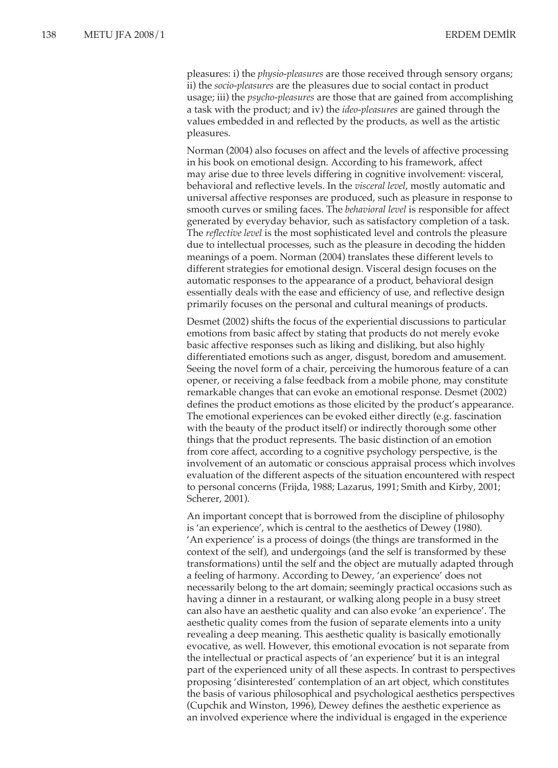pleasures: i) the *physio-pleasures* are those received through sensory organs; ii) the *socio-pleasures* are the pleasures due to social contact in product usage; iii) the *psycho-pleasures* are those that are gained from accomplishing a task with the product; and iv) the *ideo-pleasures* are gained through the values embedded in and reflected by the products, as well as the artistic pleasures.

Norman (2004) also focuses on affect and the levels of affective processing in his book on emotional design. According to his framework, affect may arise due to three levels differing in cognitive involvement: visceral, behavioral and reflective levels. In the *visceral level*, mostly automatic and universal affective responses are produced, such as pleasure in response to smooth curves or smiling faces. The *behavioral level* is responsible for affect generated by everyday behavior, such as satisfactory completion of a task. The *reflective level* is the most sophisticated level and controls the pleasure due to intellectual processes, such as the pleasure in decoding the hidden meanings of a poem. Norman (2004) translates these different levels to different strategies for emotional design. Visceral design focuses on the automatic responses to the appearance of a product, behavioral design essentially deals with the ease and efficiency of use, and reflective design primarily focuses on the personal and cultural meanings of products.

Desmet (2002) shifts the focus of the experiential discussions to particular emotions from basic affect by stating that products do not merely evoke basic affective responses such as liking and disliking, but also highly differentiated emotions such as anger, disgust, boredom and amusement. Seeing the novel form of a chair, perceiving the humorous feature of a can opener, or receiving a false feedback from a mobile phone, may constitute remarkable changes that can evoke an emotional response. Desmet (2002) defines the product emotions as those elicited by the product's appearance. The emotional experiences can be evoked either directly (e.g. fascination with the beauty of the product itself) or indirectly thorough some other things that the product represents. The basic distinction of an emotion from core affect, according to a cognitive psychology perspective, is the involvement of an automatic or conscious appraisal process which involves evaluation of the different aspects of the situation encountered with respect to personal concerns (Frijda, 1988; Lazarus, 1991; Smith and Kirby, 2001; Scherer, 2001).

An important concept that is borrowed from the discipline of philosophy is 'an experience', which is central to the aesthetics of Dewey (1980). 'An experience' is a process of doings (the things are transformed in the context of the self), and undergoings (and the self is transformed by these transformations) until the self and the object are mutually adapted through a feeling of harmony. According to Dewey, 'an experience' does not necessarily belong to the art domain; seemingly practical occasions such as having a dinner in a restaurant, or walking along people in a busy street can also have an aesthetic quality and can also evoke 'an experience'. The aesthetic quality comes from the fusion of separate elements into a unity revealing a deep meaning. This aesthetic quality is basically emotionally evocative, as well. However, this emotional evocation is not separate from the intellectual or practical aspects of 'an experience' but it is an integral part of the experienced unity of all these aspects. In contrast to perspectives proposing 'disinterested' contemplation of an art object, which constitutes the basis of various philosophical and psychological aesthetics perspectives (Cupchik and Winston, 1996), Dewey defines the aesthetic experience as an involved experience where the individual is engaged in the experience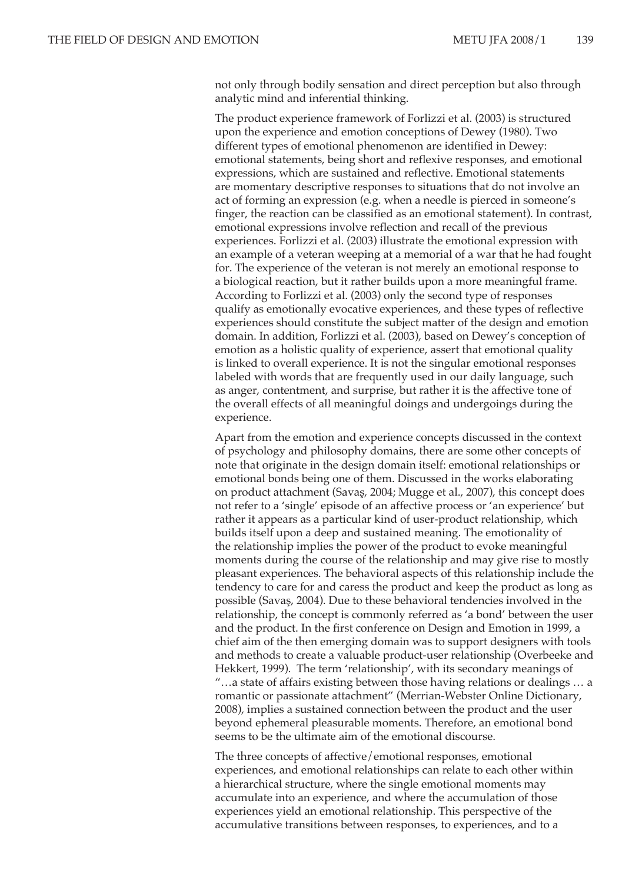not only through bodily sensation and direct perception but also through analytic mind and inferential thinking.

The product experience framework of Forlizzi et al. (2003) is structured upon the experience and emotion conceptions of Dewey (1980). Two different types of emotional phenomenon are identified in Dewey: emotional statements, being short and reflexive responses, and emotional expressions, which are sustained and reflective. Emotional statements are momentary descriptive responses to situations that do not involve an act of forming an expression (e.g. when a needle is pierced in someone's finger, the reaction can be classified as an emotional statement). In contrast, emotional expressions involve reflection and recall of the previous experiences. Forlizzi et al. (2003) illustrate the emotional expression with an example of a veteran weeping at a memorial of a war that he had fought for. The experience of the veteran is not merely an emotional response to a biological reaction, but it rather builds upon a more meaningful frame. According to Forlizzi et al. (2003) only the second type of responses qualify as emotionally evocative experiences, and these types of reflective experiences should constitute the subject matter of the design and emotion domain. In addition, Forlizzi et al. (2003), based on Dewey's conception of emotion as a holistic quality of experience, assert that emotional quality is linked to overall experience. It is not the singular emotional responses labeled with words that are frequently used in our daily language, such as anger, contentment, and surprise, but rather it is the affective tone of the overall effects of all meaningful doings and undergoings during the experience.

Apart from the emotion and experience concepts discussed in the context of psychology and philosophy domains, there are some other concepts of note that originate in the design domain itself: emotional relationships or emotional bonds being one of them. Discussed in the works elaborating on product attachment (Savaş, 2004; Mugge et al., 2007), this concept does not refer to a 'single' episode of an affective process or 'an experience' but rather it appears as a particular kind of user-product relationship, which builds itself upon a deep and sustained meaning. The emotionality of the relationship implies the power of the product to evoke meaningful moments during the course of the relationship and may give rise to mostly pleasant experiences. The behavioral aspects of this relationship include the tendency to care for and caress the product and keep the product as long as possible (Savaş, 2004). Due to these behavioral tendencies involved in the relationship, the concept is commonly referred as 'a bond' between the user and the product. In the first conference on Design and Emotion in 1999, a chief aim of the then emerging domain was to support designers with tools and methods to create a valuable product-user relationship (Overbeeke and Hekkert, 1999). The term 'relationship', with its secondary meanings of "…a state of affairs existing between those having relations or dealings … a romantic or passionate attachment" (Merrian-Webster Online Dictionary, 2008), implies a sustained connection between the product and the user beyond ephemeral pleasurable moments. Therefore, an emotional bond seems to be the ultimate aim of the emotional discourse.

The three concepts of affective/emotional responses, emotional experiences, and emotional relationships can relate to each other within a hierarchical structure, where the single emotional moments may accumulate into an experience, and where the accumulation of those experiences yield an emotional relationship. This perspective of the accumulative transitions between responses, to experiences, and to a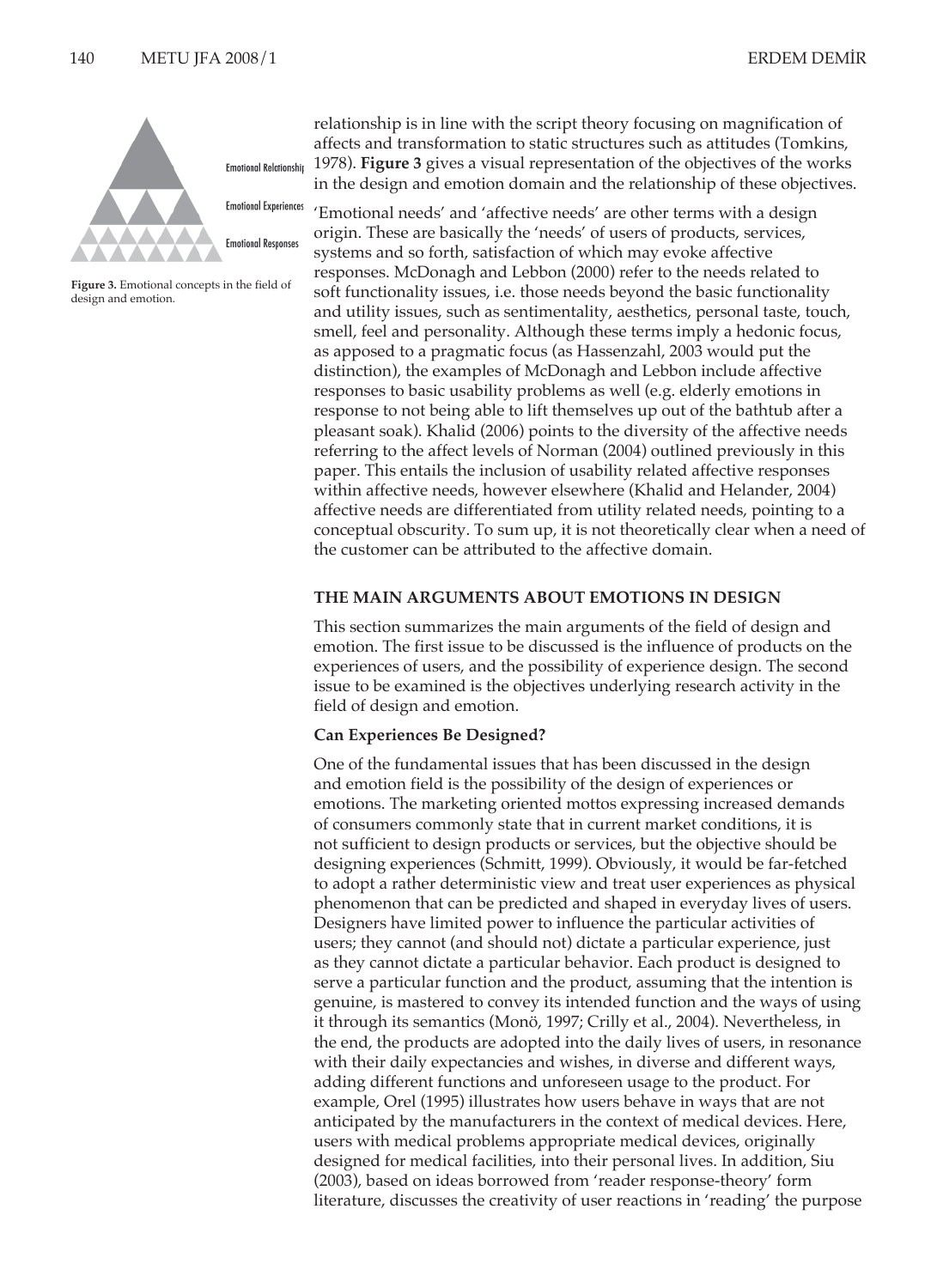relationship is in line with the script theory focusing on magnification of affects and transformation to static structures such as attitudes (Tomkins, 1978). **Figure 3** gives a visual representation of the objectives of the works in the design and emotion domain and the relationship of these objectives.

Emotional Relationship

Emotional Experiences

Emotional Responses

**Figure 3.** Emotional concepts in the field of design and emotion.

'Emotional needs' and 'affective needs' are other terms with a design origin. These are basically the 'needs' of users of products, services, systems and so forth, satisfaction of which may evoke affective responses. McDonagh and Lebbon (2000) refer to the needs related to soft functionality issues, i.e. those needs beyond the basic functionality and utility issues, such as sentimentality, aesthetics, personal taste, touch, smell, feel and personality. Although these terms imply a hedonic focus, as apposed to a pragmatic focus (as Hassenzahl, 2003 would put the distinction), the examples of McDonagh and Lebbon include affective responses to basic usability problems as well (e.g. elderly emotions in response to not being able to lift themselves up out of the bathtub after a pleasant soak). Khalid (2006) points to the diversity of the affective needs referring to the affect levels of Norman (2004) outlined previously in this paper. This entails the inclusion of usability related affective responses within affective needs, however elsewhere (Khalid and Helander, 2004) affective needs are differentiated from utility related needs, pointing to a conceptual obscurity. To sum up, it is not theoretically clear when a need of the customer can be attributed to the affective domain.

## THE MAIN ARGUMENTS ABOUT EMOTIONS IN DESIGN

This section summarizes the main arguments of the field of design and emotion. The first issue to be discussed is the influence of products on the experiences of users, and the possibility of experience design. The second issue to be examined is the objectives underlying research activity in the field of design and emotion.

### Can Experiences Be Designed?

One of the fundamental issues that has been discussed in the design and emotion field is the possibility of the design of experiences or emotions. The marketing oriented mottos expressing increased demands of consumers commonly state that in current market conditions, it is not sufficient to design products or services, but the objective should be designing experiences (Schmitt, 1999). Obviously, it would be far-fetched to adopt a rather deterministic view and treat user experiences as physical phenomenon that can be predicted and shaped in everyday lives of users. Designers have limited power to influence the particular activities of users; they cannot (and should not) dictate a particular experience, just as they cannot dictate a particular behavior. Each product is designed to serve a particular function and the product, assuming that the intention is genuine, is mastered to convey its intended function and the ways of using it through its semantics (Monö, 1997; Crilly et al., 2004). Nevertheless, in the end, the products are adopted into the daily lives of users, in resonance with their daily expectancies and wishes, in diverse and different ways, adding different functions and unforeseen usage to the product. For example, Orel (1995) illustrates how users behave in ways that are not anticipated by the manufacturers in the context of medical devices. Here, users with medical problems appropriate medical devices, originally designed for medical facilities, into their personal lives. In addition, Siu (2003), based on ideas borrowed from 'reader response-theory' form literature, discusses the creativity of user reactions in 'reading' the purpose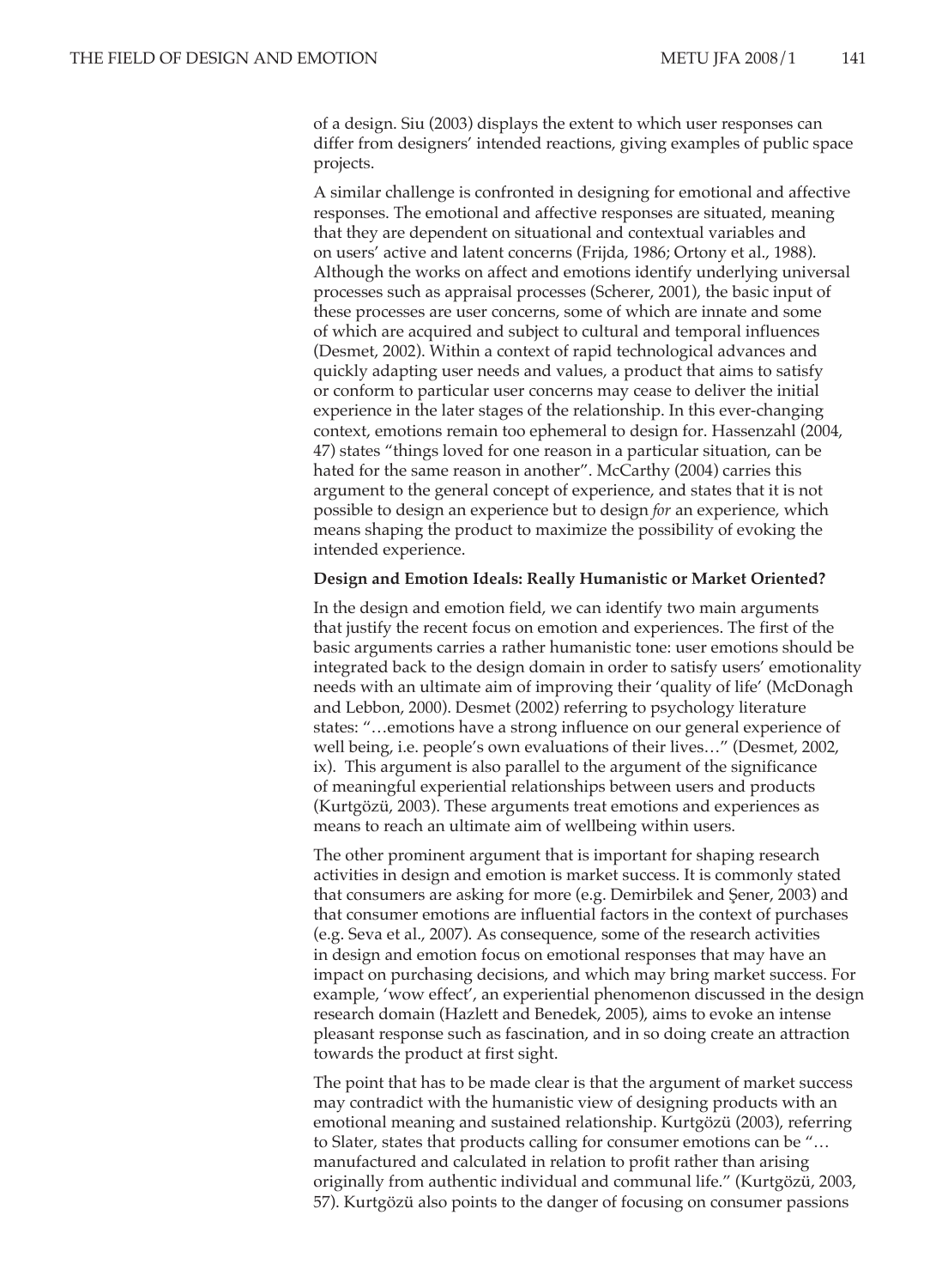of a design. Siu (2003) displays the extent to which user responses can differ from designers' intended reactions, giving examples of public space projects.

A similar challenge is confronted in designing for emotional and affective responses. The emotional and affective responses are situated, meaning that they are dependent on situational and contextual variables and on users' active and latent concerns (Frijda, 1986; Ortony et al., 1988). Although the works on affect and emotions identify underlying universal processes such as appraisal processes (Scherer, 2001), the basic input of these processes are user concerns, some of which are innate and some of which are acquired and subject to cultural and temporal influences (Desmet, 2002). Within a context of rapid technological advances and quickly adapting user needs and values, a product that aims to satisfy or conform to particular user concerns may cease to deliver the initial experience in the later stages of the relationship. In this ever-changing context, emotions remain too ephemeral to design for. Hassenzahl (2004, 47) states "things loved for one reason in a particular situation, can be hated for the same reason in another". McCarthy (2004) carries this argument to the general concept of experience, and states that it is not possible to design an experience but to design *for* an experience, which means shaping the product to maximize the possibility of evoking the intended experience.

**Design and Emotion Ideals: Really Humanistic or Market Oriented?**

In the design and emotion field, we can identify two main arguments that justify the recent focus on emotion and experiences. The first of the basic arguments carries a rather humanistic tone: user emotions should be integrated back to the design domain in order to satisfy users' emotionality needs with an ultimate aim of improving their 'quality of life' (McDonagh and Lebbon, 2000). Desmet (2002) referring to psychology literature states: "…emotions have a strong influence on our general experience of well being, i.e. people's own evaluations of their lives…" (Desmet, 2002, ix). This argument is also parallel to the argument of the significance of meaningful experiential relationships between users and products (Kurtgözü, 2003). These arguments treat emotions and experiences as means to reach an ultimate aim of wellbeing within users.

The other prominent argument that is important for shaping research activities in design and emotion is market success. It is commonly stated that consumers are asking for more (e.g. Demirbilek and Şener, 2003) and that consumer emotions are influential factors in the context of purchases (e.g. Seva et al., 2007). As consequence, some of the research activities in design and emotion focus on emotional responses that may have an impact on purchasing decisions, and which may bring market success. For example, 'wow effect', an experiential phenomenon discussed in the design research domain (Hazlett and Benedek, 2005), aims to evoke an intense pleasant response such as fascination, and in so doing create an attraction towards the product at first sight.

The point that has to be made clear is that the argument of market success may contradict with the humanistic view of designing products with an emotional meaning and sustained relationship. Kurtgözü (2003), referring to Slater, states that products calling for consumer emotions can be "…manufactured and calculated in relation to profit rather than arising originally from authentic individual and communal life." (Kurtgözü, 2003, 57). Kurtgözü also points to the danger of focusing on consumer passions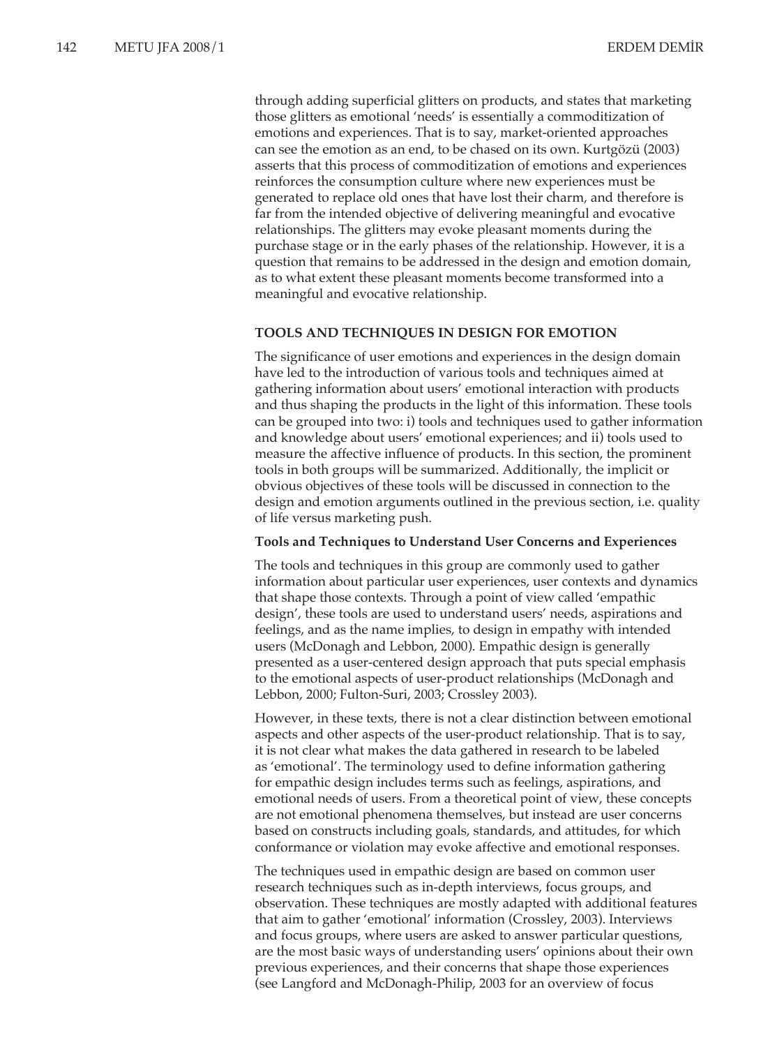through adding superficial glitters on products, and states that marketing those glitters as emotional 'needs' is essentially a commoditization of emotions and experiences. That is to say, market-oriented approaches can see the emotion as an end, to be chased on its own. Kurtgözü (2003) asserts that this process of commoditization of emotions and experiences reinforces the consumption culture where new experiences must be generated to replace old ones that have lost their charm, and therefore is far from the intended objective of delivering meaningful and evocative relationships. The glitters may evoke pleasant moments during the purchase stage or in the early phases of the relationship. However, it is a question that remains to be addressed in the design and emotion domain, as to what extent these pleasant moments become transformed into a meaningful and evocative relationship.

## TOOLS AND TECHNIQUES IN DESIGN FOR EMOTION

The significance of user emotions and experiences in the design domain have led to the introduction of various tools and techniques aimed at gathering information about users' emotional interaction with products and thus shaping the products in the light of this information. These tools can be grouped into two: i) tools and techniques used to gather information and knowledge about users' emotional experiences; and ii) tools used to measure the affective influence of products. In this section, the prominent tools in both groups will be summarized. Additionally, the implicit or obvious objectives of these tools will be discussed in connection to the design and emotion arguments outlined in the previous section, i.e. quality of life versus marketing push.

### Tools and Techniques to Understand User Concerns and Experiences

The tools and techniques in this group are commonly used to gather information about particular user experiences, user contexts and dynamics that shape those contexts. Through a point of view called 'empathic design', these tools are used to understand users' needs, aspirations and feelings, and as the name implies, to design in empathy with intended users (McDonagh and Lebbon, 2000). Empathic design is generally presented as a user-centered design approach that puts special emphasis to the emotional aspects of user-product relationships (McDonagh and Lebbon, 2000; Fulton-Suri, 2003; Crossley 2003).

However, in these texts, there is not a clear distinction between emotional aspects and other aspects of the user-product relationship. That is to say, it is not clear what makes the data gathered in research to be labeled as 'emotional'. The terminology used to define information gathering for empathic design includes terms such as feelings, aspirations, and emotional needs of users. From a theoretical point of view, these concepts are not emotional phenomena themselves, but instead are user concerns based on constructs including goals, standards, and attitudes, for which conformance or violation may evoke affective and emotional responses.

The techniques used in empathic design are based on common user research techniques such as in-depth interviews, focus groups, and observation. These techniques are mostly adapted with additional features that aim to gather 'emotional' information (Crossley, 2003). Interviews and focus groups, where users are asked to answer particular questions, are the most basic ways of understanding users' opinions about their own previous experiences, and their concerns that shape those experiences (see Langford and McDonagh-Philip, 2003 for an overview of focus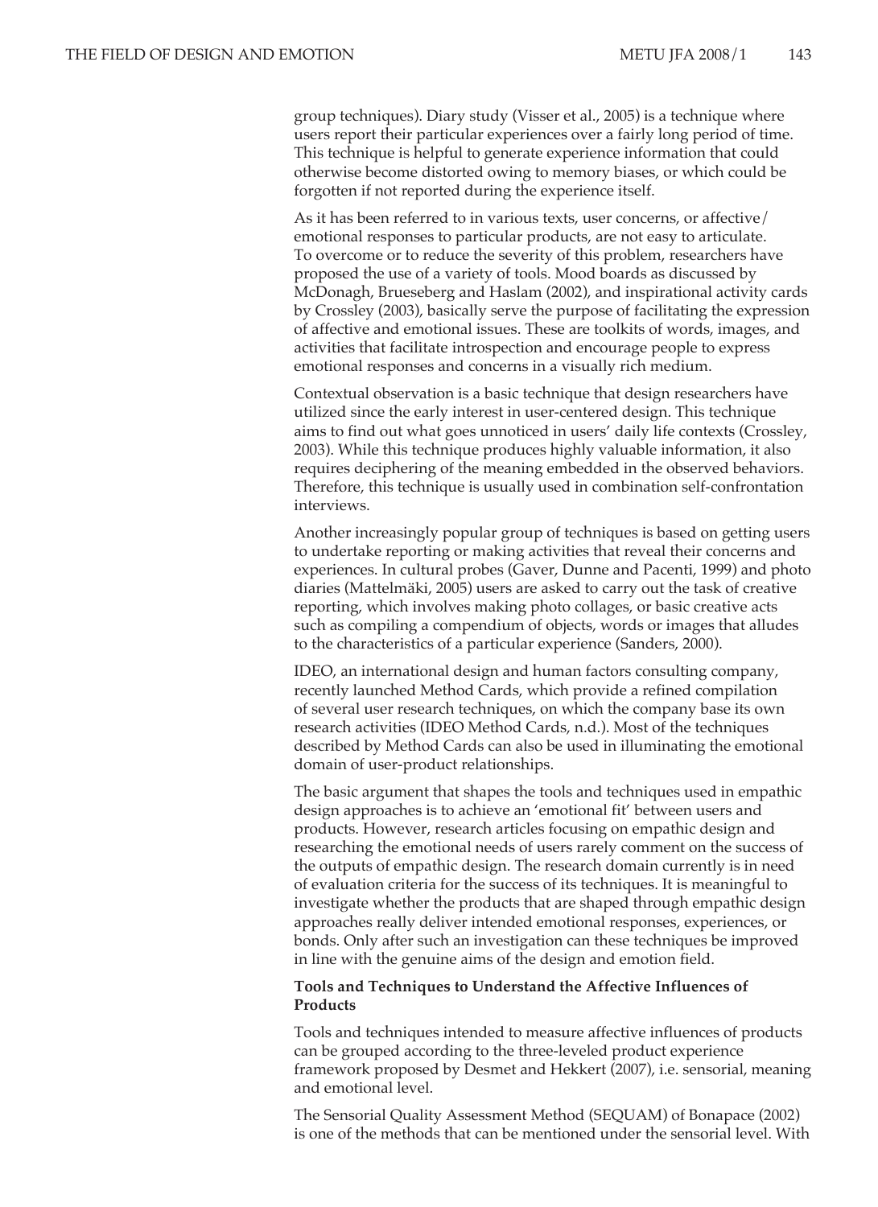group techniques). Diary study (Visser et al., 2005) is a technique where users report their particular experiences over a fairly long period of time. This technique is helpful to generate experience information that could otherwise become distorted owing to memory biases, or which could be forgotten if not reported during the experience itself.

As it has been referred to in various texts, user concerns, or affective/emotional responses to particular products, are not easy to articulate. To overcome or to reduce the severity of this problem, researchers have proposed the use of a variety of tools. Mood boards as discussed by McDonagh, Brueseberg and Haslam (2002), and inspirational activity cards by Crossley (2003), basically serve the purpose of facilitating the expression of affective and emotional issues. These are toolkits of words, images, and activities that facilitate introspection and encourage people to express emotional responses and concerns in a visually rich medium.

Contextual observation is a basic technique that design researchers have utilized since the early interest in user-centered design. This technique aims to find out what goes unnoticed in users' daily life contexts (Crossley, 2003). While this technique produces highly valuable information, it also requires deciphering of the meaning embedded in the observed behaviors. Therefore, this technique is usually used in combination self-confrontation interviews.

Another increasingly popular group of techniques is based on getting users to undertake reporting or making activities that reveal their concerns and experiences. In cultural probes (Gaver, Dunne and Pacenti, 1999) and photo diaries (Mattelmäki, 2005) users are asked to carry out the task of creative reporting, which involves making photo collages, or basic creative acts such as compiling a compendium of objects, words or images that alludes to the characteristics of a particular experience (Sanders, 2000).

IDEO, an international design and human factors consulting company, recently launched Method Cards, which provide a refined compilation of several user research techniques, on which the company base its own research activities (IDEO Method Cards, n.d.). Most of the techniques described by Method Cards can also be used in illuminating the emotional domain of user-product relationships.

The basic argument that shapes the tools and techniques used in empathic design approaches is to achieve an 'emotional fit' between users and products. However, research articles focusing on empathic design and researching the emotional needs of users rarely comment on the success of the outputs of empathic design. The research domain currently is in need of evaluation criteria for the success of its techniques. It is meaningful to investigate whether the products that are shaped through empathic design approaches really deliver intended emotional responses, experiences, or bonds. Only after such an investigation can these techniques be improved in line with the genuine aims of the design and emotion field.

### Tools and Techniques to Understand the Affective Influences of Products

Tools and techniques intended to measure affective influences of products can be grouped according to the three-leveled product experience framework proposed by Desmet and Hekkert (2007), i.e. sensorial, meaning and emotional level.

The Sensorial Quality Assessment Method (SEQUAM) of Bonapace (2002) is one of the methods that can be mentioned under the sensorial level. With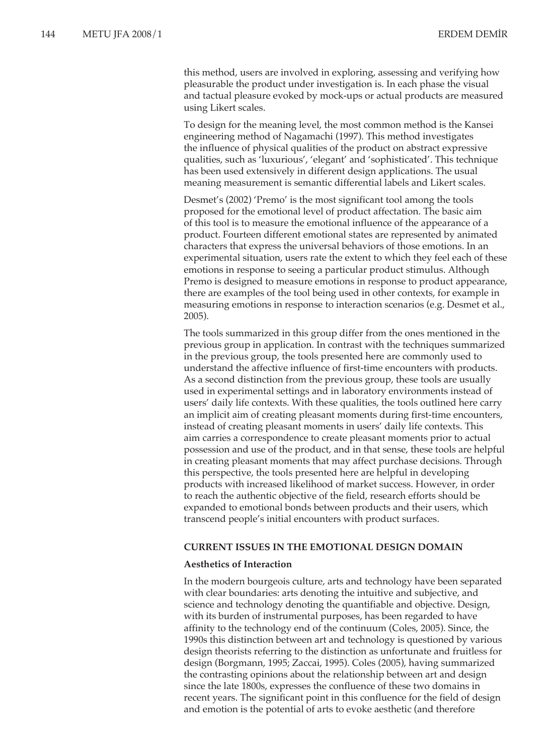this method, users are involved in exploring, assessing and verifying how pleasurable the product under investigation is. In each phase the visual and tactual pleasure evoked by mock-ups or actual products are measured using Likert scales.

To design for the meaning level, the most common method is the Kansei engineering method of Nagamachi (1997). This method investigates the influence of physical qualities of the product on abstract expressive qualities, such as 'luxurious', 'elegant' and 'sophisticated'. This technique has been used extensively in different design applications. The usual meaning measurement is semantic differential labels and Likert scales.

Desmet's (2002) 'Premo' is the most significant tool among the tools proposed for the emotional level of product affectation. The basic aim of this tool is to measure the emotional influence of the appearance of a product. Fourteen different emotional states are represented by animated characters that express the universal behaviors of those emotions. In an experimental situation, users rate the extent to which they feel each of these emotions in response to seeing a particular product stimulus. Although Premo is designed to measure emotions in response to product appearance, there are examples of the tool being used in other contexts, for example in measuring emotions in response to interaction scenarios (e.g. Desmet et al., 2005).

The tools summarized in this group differ from the ones mentioned in the previous group in application. In contrast with the techniques summarized in the previous group, the tools presented here are commonly used to understand the affective influence of first-time encounters with products. As a second distinction from the previous group, these tools are usually used in experimental settings and in laboratory environments instead of users' daily life contexts. With these qualities, the tools outlined here carry an implicit aim of creating pleasant moments during first-time encounters, instead of creating pleasant moments in users' daily life contexts. This aim carries a correspondence to create pleasant moments prior to actual possession and use of the product, and in that sense, these tools are helpful in creating pleasant moments that may affect purchase decisions. Through this perspective, the tools presented here are helpful in developing products with increased likelihood of market success. However, in order to reach the authentic objective of the field, research efforts should be expanded to emotional bonds between products and their users, which transcend people's initial encounters with product surfaces.

## CURRENT ISSUES IN THE EMOTIONAL DESIGN DOMAIN

### Aesthetics of Interaction

In the modern bourgeois culture, arts and technology have been separated with clear boundaries: arts denoting the intuitive and subjective, and science and technology denoting the quantifiable and objective. Design, with its burden of instrumental purposes, has been regarded to have affinity to the technology end of the continuum (Coles, 2005). Since, the 1990s this distinction between art and technology is questioned by various design theorists referring to the distinction as unfortunate and fruitless for design (Borgmann, 1995; Zaccai, 1995). Coles (2005), having summarized the contrasting opinions about the relationship between art and design since the late 1800s, expresses the confluence of these two domains in recent years. The significant point in this confluence for the field of design and emotion is the potential of arts to evoke aesthetic (and therefore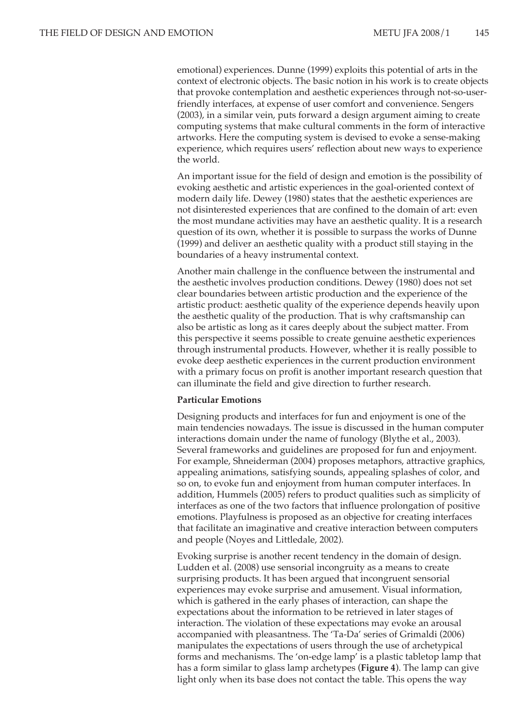emotional) experiences. Dunne (1999) exploits this potential of arts in the context of electronic objects. The basic notion in his work is to create objects that provoke contemplation and aesthetic experiences through not-so-user-friendly interfaces, at expense of user comfort and convenience. Sengers (2003), in a similar vein, puts forward a design argument aiming to create computing systems that make cultural comments in the form of interactive artworks. Here the computing system is devised to evoke a sense-making experience, which requires users' reflection about new ways to experience the world.

An important issue for the field of design and emotion is the possibility of evoking aesthetic and artistic experiences in the goal-oriented context of modern daily life. Dewey (1980) states that the aesthetic experiences are not disinterested experiences that are confined to the domain of art: even the most mundane activities may have an aesthetic quality. It is a research question of its own, whether it is possible to surpass the works of Dunne (1999) and deliver an aesthetic quality with a product still staying in the boundaries of a heavy instrumental context.

Another main challenge in the confluence between the instrumental and the aesthetic involves production conditions. Dewey (1980) does not set clear boundaries between artistic production and the experience of the artistic product: aesthetic quality of the experience depends heavily upon the aesthetic quality of the production. That is why craftsmanship can also be artistic as long as it cares deeply about the subject matter. From this perspective it seems possible to create genuine aesthetic experiences through instrumental products. However, whether it is really possible to evoke deep aesthetic experiences in the current production environment with a primary focus on profit is another important research question that can illuminate the field and give direction to further research.

**Particular Emotions**

Designing products and interfaces for fun and enjoyment is one of the main tendencies nowadays. The issue is discussed in the human computer interactions domain under the name of funology (Blythe et al., 2003). Several frameworks and guidelines are proposed for fun and enjoyment. For example, Shneiderman (2004) proposes metaphors, attractive graphics, appealing animations, satisfying sounds, appealing splashes of color, and so on, to evoke fun and enjoyment from human computer interfaces. In addition, Hummels (2005) refers to product qualities such as simplicity of interfaces as one of the two factors that influence prolongation of positive emotions. Playfulness is proposed as an objective for creating interfaces that facilitate an imaginative and creative interaction between computers and people (Noyes and Littledale, 2002).

Evoking surprise is another recent tendency in the domain of design. Ludden et al. (2008) use sensorial incongruity as a means to create surprising products. It has been argued that incongruent sensorial experiences may evoke surprise and amusement. Visual information, which is gathered in the early phases of interaction, can shape the expectations about the information to be retrieved in later stages of interaction. The violation of these expectations may evoke an arousal accompanied with pleasantness. The 'Ta-Da' series of Grimaldi (2006) manipulates the expectations of users through the use of archetypical forms and mechanisms. The 'on-edge lamp' is a plastic tabletop lamp that has a form similar to glass lamp archetypes (**Figure 4**). The lamp can give light only when its base does not contact the table. This opens the way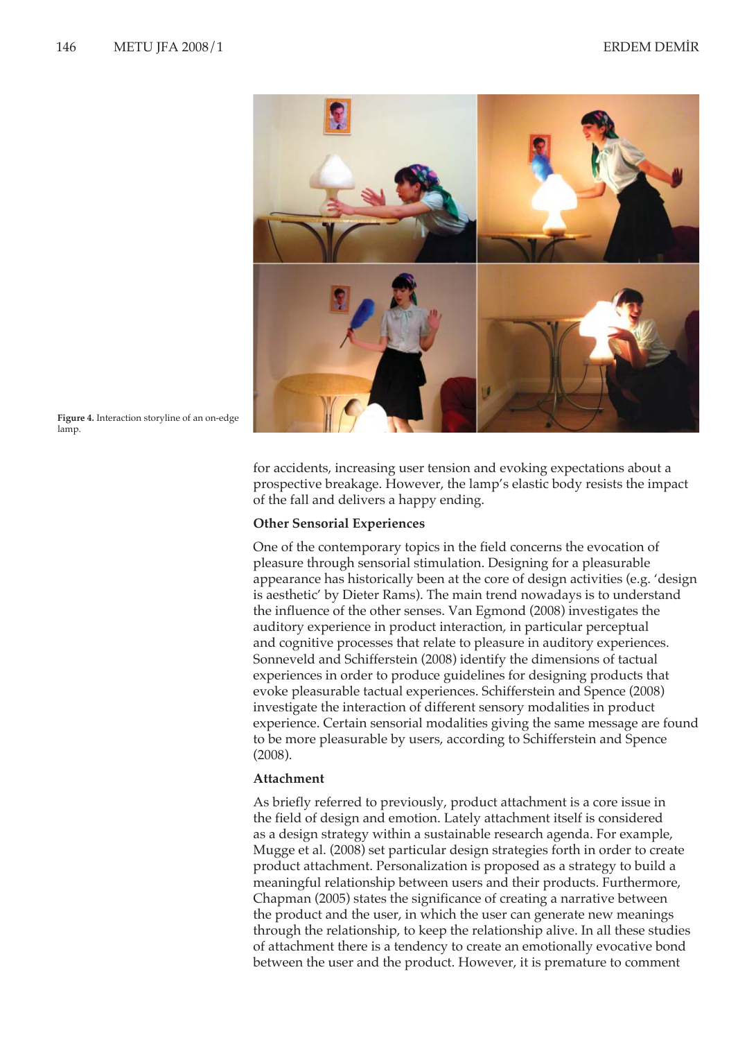Figure 4. Interaction storyline of an on-edge lamp.

for accidents, increasing user tension and evoking expectations about a prospective breakage. However, the lamp's elastic body resists the impact of the fall and delivers a happy ending.

**Other Sensorial Experiences**

One of the contemporary topics in the field concerns the evocation of pleasure through sensorial stimulation. Designing for a pleasurable appearance has historically been at the core of design activities (e.g. 'design is aesthetic' by Dieter Rams). The main trend nowadays is to understand the influence of the other senses. Van Egmond (2008) investigates the auditory experience in product interaction, in particular perceptual and cognitive processes that relate to pleasure in auditory experiences. Sonneveld and Schifferstein (2008) identify the dimensions of tactual experiences in order to produce guidelines for designing products that evoke pleasurable tactual experiences. Schifferstein and Spence (2008) investigate the interaction of different sensory modalities in product experience. Certain sensorial modalities giving the same message are found to be more pleasurable by users, according to Schifferstein and Spence (2008).

**Attachment**

As briefly referred to previously, product attachment is a core issue in the field of design and emotion. Lately attachment itself is considered as a design strategy within a sustainable research agenda. For example, Mugge et al. (2008) set particular design strategies forth in order to create product attachment. Personalization is proposed as a strategy to build a meaningful relationship between users and their products. Furthermore, Chapman (2005) states the significance of creating a narrative between the product and the user, in which the user can generate new meanings through the relationship, to keep the relationship alive. In all these studies of attachment there is a tendency to create an emotionally evocative bond between the user and the product. However, it is premature to comment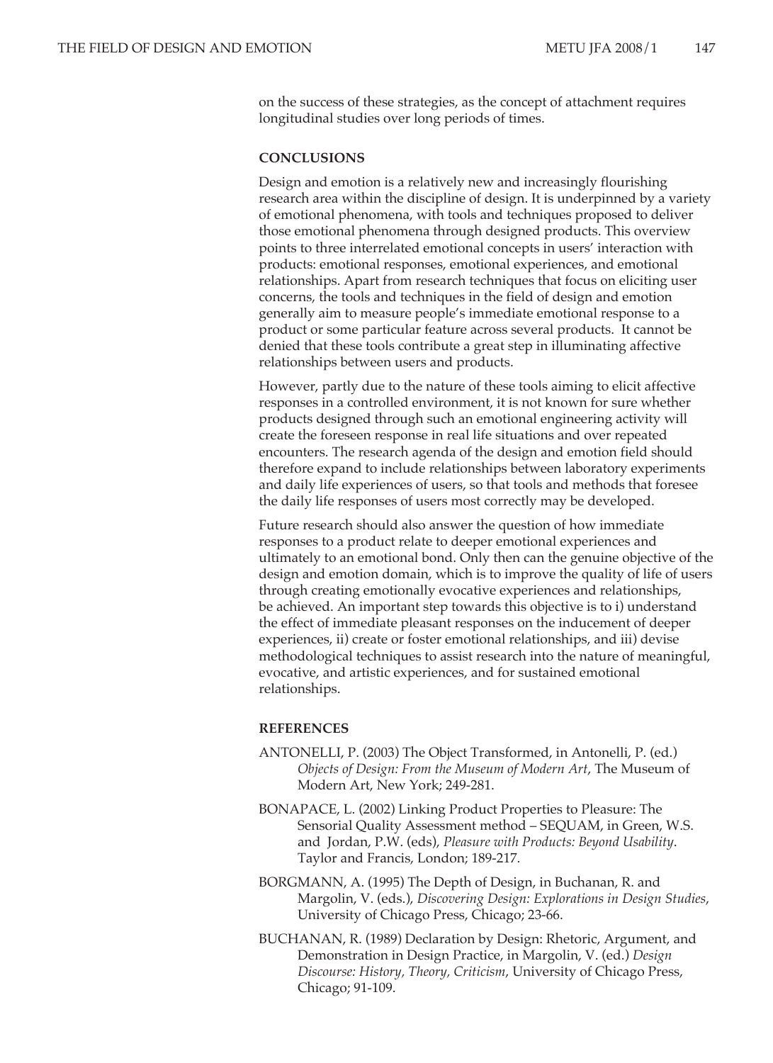on the success of these strategies, as the concept of attachment requires longitudinal studies over long periods of times.

## CONCLUSIONS

Design and emotion is a relatively new and increasingly flourishing research area within the discipline of design. It is underpinned by a variety of emotional phenomena, with tools and techniques proposed to deliver those emotional phenomena through designed products. This overview points to three interrelated emotional concepts in users' interaction with products: emotional responses, emotional experiences, and emotional relationships. Apart from research techniques that focus on eliciting user concerns, the tools and techniques in the field of design and emotion generally aim to measure people's immediate emotional response to a product or some particular feature across several products. It cannot be denied that these tools contribute a great step in illuminating affective relationships between users and products.

However, partly due to the nature of these tools aiming to elicit affective responses in a controlled environment, it is not known for sure whether products designed through such an emotional engineering activity will create the foreseen response in real life situations and over repeated encounters. The research agenda of the design and emotion field should therefore expand to include relationships between laboratory experiments and daily life experiences of users, so that tools and methods that foresee the daily life responses of users most correctly may be developed.

Future research should also answer the question of how immediate responses to a product relate to deeper emotional experiences and ultimately to an emotional bond. Only then can the genuine objective of the design and emotion domain, which is to improve the quality of life of users through creating emotionally evocative experiences and relationships, be achieved. An important step towards this objective is to i) understand the effect of immediate pleasant responses on the inducement of deeper experiences, ii) create or foster emotional relationships, and iii) devise methodological techniques to assist research into the nature of meaningful, evocative, and artistic experiences, and for sustained emotional relationships.

## REFERENCES

ANTONELLI, P. (2003) The Object Transformed, in Antonelli, P. (ed.) *Objects of Design: From the Museum of Modern Art*, The Museum of Modern Art, New York; 249-281.

BONAPACE, L. (2002) Linking Product Properties to Pleasure: The Sensorial Quality Assessment method – SEQUAM, in Green, W.S. and Jordan, P.W. (eds), *Pleasure with Products: Beyond Usability*. Taylor and Francis, London; 189-217.

BORGMANN, A. (1995) The Depth of Design, in Buchanan, R. and Margolin, V. (eds.), *Discovering Design: Explorations in Design Studies*, University of Chicago Press, Chicago; 23-66.

BUCHANAN, R. (1989) Declaration by Design: Rhetoric, Argument, and Demonstration in Design Practice, in Margolin, V. (ed.) *Design Discourse: History, Theory, Criticism*, University of Chicago Press, Chicago; 91-109.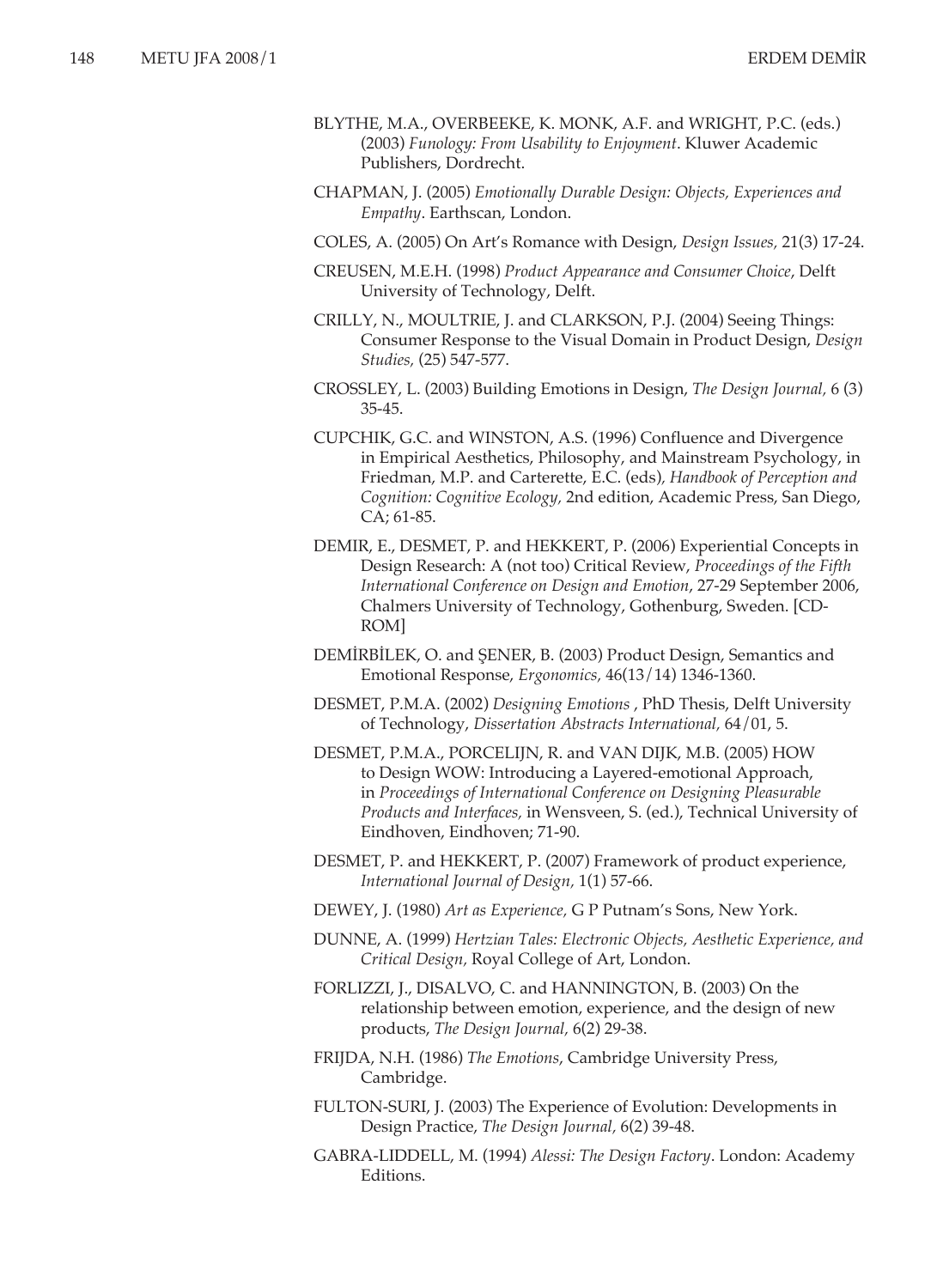BLYTHE, M.A., OVERBEEKE, K. MONK, A.F. and WRIGHT, P.C. (eds.) (2003) *Funology: From Usability to Enjoyment*. Kluwer Academic Publishers, Dordrecht.

CHAPMAN, J. (2005) *Emotionally Durable Design: Objects, Experiences and Empathy*. Earthscan, London.

COLES, A. (2005) On Art's Romance with Design, *Design Issues,* 21(3) 17-24.

CREUSEN, M.E.H. (1998) *Product Appearance and Consumer Choice*, Delft University of Technology, Delft.

CRILLY, N., MOULTRIE, J. and CLARKSON, P.J. (2004) Seeing Things: Consumer Response to the Visual Domain in Product Design, *Design Studies,* (25) 547-577.

CROSSLEY, L. (2003) Building Emotions in Design, *The Design Journal,* 6 (3) 35-45.

CUPCHIK, G.C. and WINSTON, A.S. (1996) Confluence and Divergence in Empirical Aesthetics, Philosophy, and Mainstream Psychology, in Friedman, M.P. and Carterette, E.C. (eds), *Handbook of Perception and Cognition: Cognitive Ecology,* 2nd edition, Academic Press, San Diego, CA; 61-85.

DEMIR, E., DESMET, P. and HEKKERT, P. (2006) Experiential Concepts in Design Research: A (not too) Critical Review, *Proceedings of the Fifth International Conference on Design and Emotion*, 27-29 September 2006, Chalmers University of Technology, Gothenburg, Sweden. [CD-ROM]

DEMİRBİLEK, O. and ŞENER, B. (2003) Product Design, Semantics and Emotional Response, *Ergonomics,* 46(13/14) 1346-1360.

DESMET, P.M.A. (2002) *Designing Emotions* , PhD Thesis, Delft University of Technology, *Dissertation Abstracts International,* 64/01, 5.

DESMET, P.M.A., PORCELIJN, R. and VAN DIJK, M.B. (2005) HOW to Design WOW: Introducing a Layered-emotional Approach, in *Proceedings of International Conference on Designing Pleasurable Products and Interfaces,* in Wensveen, S. (ed.), Technical University of Eindhoven, Eindhoven; 71-90.

DESMET, P. and HEKKERT, P. (2007) Framework of product experience, *International Journal of Design,* 1(1) 57-66.

DEWEY, J. (1980) *Art as Experience,* G P Putnam's Sons, New York.

DUNNE, A. (1999) *Hertzian Tales: Electronic Objects, Aesthetic Experience, and Critical Design,* Royal College of Art, London.

FORLIZZI, J., DISALVO, C. and HANNINGTON, B. (2003) On the relationship between emotion, experience, and the design of new products, *The Design Journal,* 6(2) 29-38.

FRIJDA, N.H. (1986) *The Emotions*, Cambridge University Press, Cambridge.

FULTON-SURI, J. (2003) The Experience of Evolution: Developments in Design Practice, *The Design Journal,* 6(2) 39-48.

GABRA-LIDDELL, M. (1994) *Alessi: The Design Factory*. London: Academy Editions.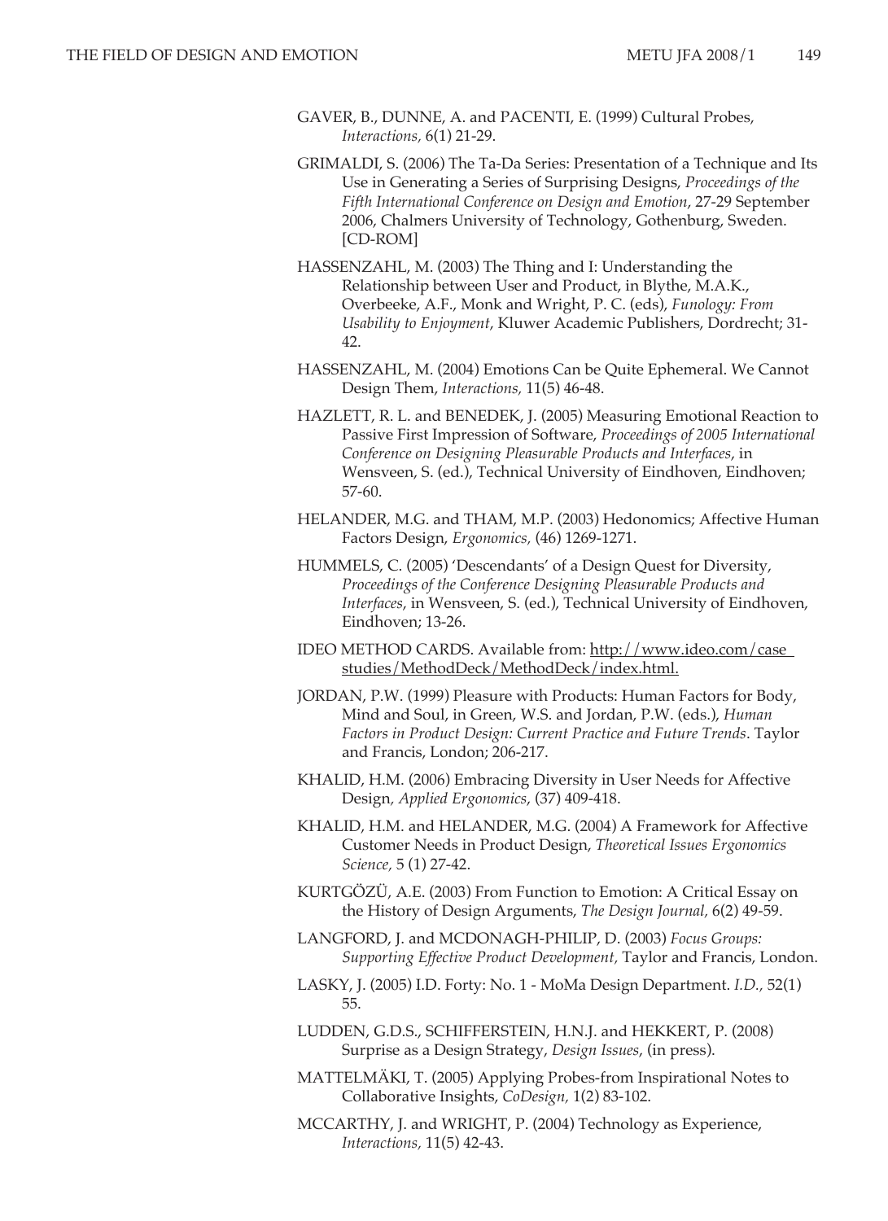GAVER, B., DUNNE, A. and PACENTI, E. (1999) Cultural Probes, *Interactions,* 6(1) 21-29.

GRIMALDI, S. (2006) The Ta-Da Series: Presentation of a Technique and Its Use in Generating a Series of Surprising Designs, *Proceedings of the Fifth International Conference on Design and Emotion*, 27-29 September 2006, Chalmers University of Technology, Gothenburg, Sweden. [CD-ROM]

HASSENZAHL, M. (2003) The Thing and I: Understanding the Relationship between User and Product, in Blythe, M.A.K., Overbeeke, A.F., Monk and Wright, P. C. (eds), *Funology: From Usability to Enjoyment*, Kluwer Academic Publishers, Dordrecht; 31-42.

HASSENZAHL, M. (2004) Emotions Can be Quite Ephemeral. We Cannot Design Them, *Interactions,* 11(5) 46-48.

HAZLETT, R. L. and BENEDEK, J. (2005) Measuring Emotional Reaction to Passive First Impression of Software, *Proceedings of 2005 International Conference on Designing Pleasurable Products and Interfaces*, in Wensveen, S. (ed.), Technical University of Eindhoven, Eindhoven; 57-60.

HELANDER, M.G. and THAM, M.P. (2003) Hedonomics; Affective Human Factors Design, *Ergonomics,* (46) 1269-1271.

HUMMELS, C. (2005) 'Descendants' of a Design Quest for Diversity, *Proceedings of the Conference Designing Pleasurable Products and Interfaces*, in Wensveen, S. (ed.), Technical University of Eindhoven, Eindhoven; 13-26.

IDEO METHOD CARDS. Available from: http://www.ideo.com/case studies/MethodDeck/MethodDeck/index.html.

JORDAN, P.W. (1999) Pleasure with Products: Human Factors for Body, Mind and Soul, in Green, W.S. and Jordan, P.W. (eds.), *Human Factors in Product Design: Current Practice and Future Trends*. Taylor and Francis, London; 206-217.

KHALID, H.M. (2006) Embracing Diversity in User Needs for Affective Design*, Applied Ergonomics*, (37) 409-418.

KHALID, H.M. and HELANDER, M.G. (2004) A Framework for Affective Customer Needs in Product Design, *Theoretical Issues Ergonomics Science,* 5 (1) 27-42.

KURTGÖZÜ, A.E. (2003) From Function to Emotion: A Critical Essay on the History of Design Arguments, *The Design Journal,* 6(2) 49-59.

LANGFORD, J. and MCDONAGH-PHILIP, D. (2003) *Focus Groups: Supporting Effective Product Development,* Taylor and Francis, London.

LASKY, J. (2005) I.D. Forty: No. 1 - MoMa Design Department. *I.D.,* 52(1) 55.

LUDDEN, G.D.S., SCHIFFERSTEIN, H.N.J. and HEKKERT, P. (2008) Surprise as a Design Strategy, *Design Issues*, (in press).

MATTELMÄKI, T. (2005) Applying Probes-from Inspirational Notes to Collaborative Insights, *CoDesign,* 1(2) 83-102.

MCCARTHY, J. and WRIGHT, P. (2004) Technology as Experience, *Interactions,* 11(5) 42-43.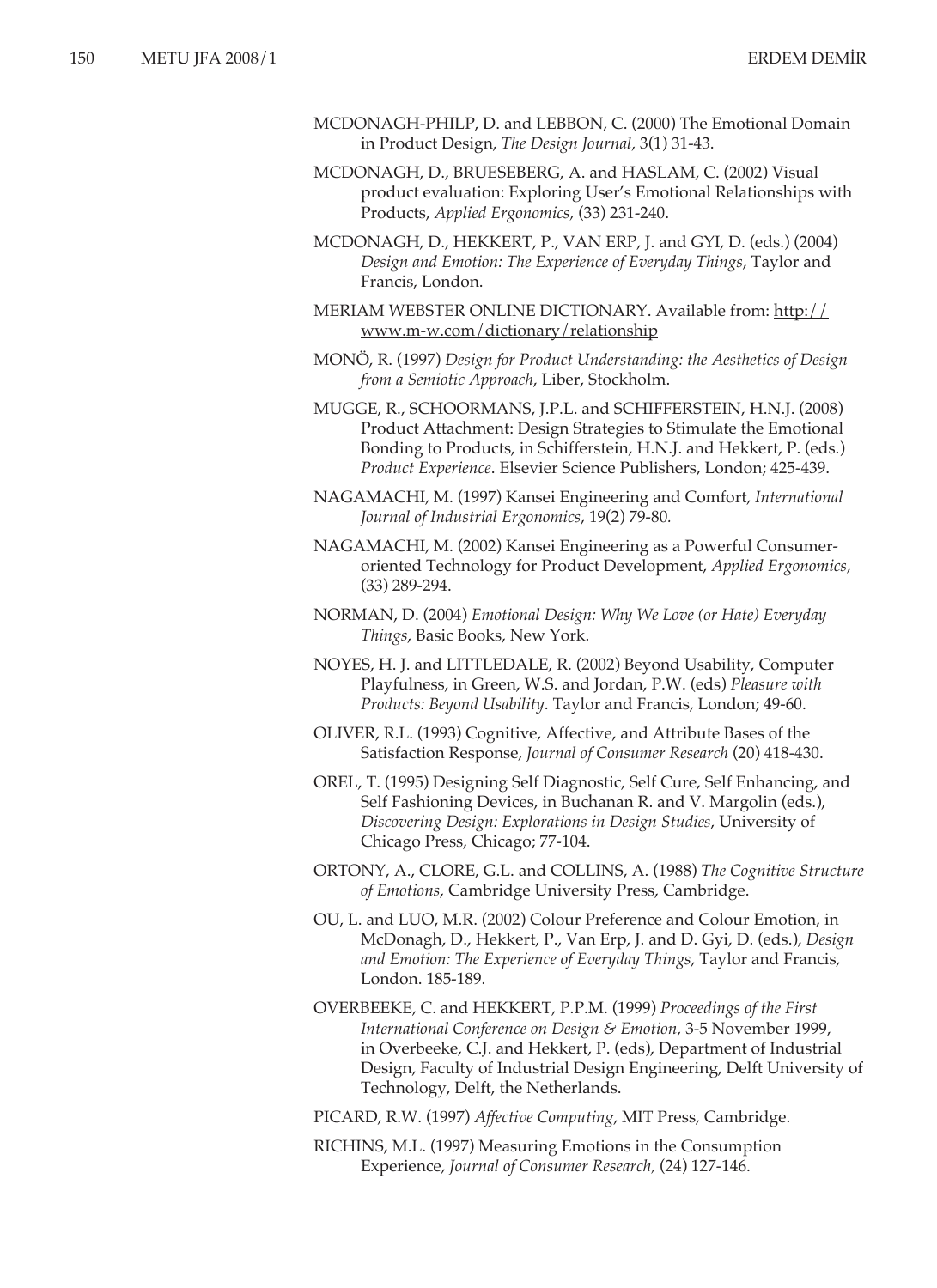MCDONAGH-PHILP, D. and LEBBON, C. (2000) The Emotional Domain in Product Design, *The Design Journal,* 3(1) 31-43.

MCDONAGH, D., BRUESEBERG, A. and HASLAM, C. (2002) Visual product evaluation: Exploring User's Emotional Relationships with Products, *Applied Ergonomics,* (33) 231-240.

MCDONAGH, D., HEKKERT, P., VAN ERP, J. and GYI, D. (eds.) (2004) *Design and Emotion: The Experience of Everyday Things*, Taylor and Francis, London.

MERIAM WEBSTER ONLINE DICTIONARY. Available from: http://www.m-w.com/dictionary/relationship

MONÖ, R. (1997) *Design for Product Understanding: the Aesthetics of Design from a Semiotic Approach*, Liber, Stockholm.

MUGGE, R., SCHOORMANS, J.P.L. and SCHIFFERSTEIN, H.N.J. (2008) Product Attachment: Design Strategies to Stimulate the Emotional Bonding to Products, in Schifferstein, H.N.J. and Hekkert, P. (eds.) *Product Experience*. Elsevier Science Publishers, London; 425-439.

NAGAMACHI, M. (1997) Kansei Engineering and Comfort, *International Journal of Industrial Ergonomics*, 19(2) 79-80.

NAGAMACHI, M. (2002) Kansei Engineering as a Powerful Consumer-oriented Technology for Product Development, *Applied Ergonomics,* (33) 289-294.

NORMAN, D. (2004) *Emotional Design: Why We Love (or Hate) Everyday Things*, Basic Books, New York.

NOYES, H. J. and LITTLEDALE, R. (2002) Beyond Usability, Computer Playfulness, in Green, W.S. and Jordan, P.W. (eds) *Pleasure with Products: Beyond Usability*. Taylor and Francis, London; 49-60.

OLIVER, R.L. (1993) Cognitive, Affective, and Attribute Bases of the Satisfaction Response, *Journal of Consumer Research* (20) 418-430.

OREL, T. (1995) Designing Self Diagnostic, Self Cure, Self Enhancing, and Self Fashioning Devices, in Buchanan R. and V. Margolin (eds.), *Discovering Design: Explorations in Design Studies*, University of Chicago Press, Chicago; 77-104.

ORTONY, A., CLORE, G.L. and COLLINS, A. (1988) *The Cognitive Structure of Emotions*, Cambridge University Press, Cambridge.

OU, L. and LUO, M.R. (2002) Colour Preference and Colour Emotion, in McDonagh, D., Hekkert, P., Van Erp, J. and D. Gyi, D. (eds.), *Design and Emotion: The Experience of Everyday Things*, Taylor and Francis, London. 185-189.

OVERBEEKE, C. and HEKKERT, P.P.M. (1999) *Proceedings of the First International Conference on Design & Emotion,* 3-5 November 1999, in Overbeeke, C.J. and Hekkert, P. (eds), Department of Industrial Design, Faculty of Industrial Design Engineering, Delft University of Technology, Delft, the Netherlands.

PICARD, R.W. (1997) *Affective Computing*, MIT Press, Cambridge.

RICHINS, M.L. (1997) Measuring Emotions in the Consumption Experience, *Journal of Consumer Research,* (24) 127-146.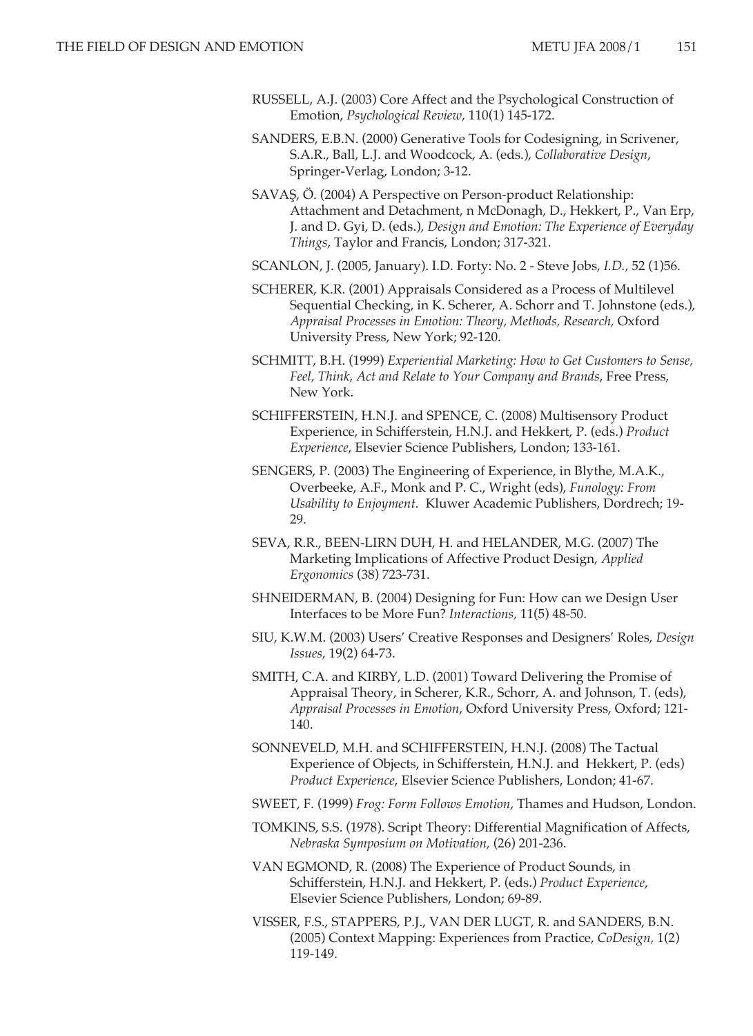RUSSELL, A.J. (2003) Core Affect and the Psychological Construction of Emotion, *Psychological Review,* 110(1) 145-172.

SANDERS, E.B.N. (2000) Generative Tools for Codesigning, in Scrivener, S.A.R., Ball, L.J. and Woodcock, A. (eds.), *Collaborative Design*, Springer-Verlag, London; 3-12.

SAVAŞ, Ö. (2004) A Perspective on Person-product Relationship: Attachment and Detachment, n McDonagh, D., Hekkert, P., Van Erp, J. and D. Gyi, D. (eds.), *Design and Emotion: The Experience of Everyday Things*, Taylor and Francis, London; 317-321.

SCANLON, J. (2005, January). I.D. Forty: No. 2 - Steve Jobs, *I.D.,* 52 (1)56.

SCHERER, K.R. (2001) Appraisals Considered as a Process of Multilevel Sequential Checking, in K. Scherer, A. Schorr and T. Johnstone (eds.), *Appraisal Processes in Emotion: Theory, Methods, Research,* Oxford University Press, New York; 92-120.

SCHMITT, B.H. (1999) *Experiential Marketing: How to Get Customers to Sense, Feel, Think, Act and Relate to Your Company and Brands*, Free Press, New York.

SCHIFFERSTEIN, H.N.J. and SPENCE, C. (2008) Multisensory Product Experience, in Schifferstein, H.N.J. and Hekkert, P. (eds.) *Product Experience*, Elsevier Science Publishers, London; 133-161.

SENGERS, P. (2003) The Engineering of Experience, in Blythe, M.A.K., Overbeeke, A.F., Monk and P. C., Wright (eds), *Funology: From Usability to Enjoyment*. Kluwer Academic Publishers, Dordrech; 19-29.

SEVA, R.R., BEEN-LIRN DUH, H. and HELANDER, M.G. (2007) The Marketing Implications of Affective Product Design, *Applied Ergonomics* (38) 723-731.

SHNEIDERMAN, B. (2004) Designing for Fun: How can we Design User Interfaces to be More Fun? *Interactions,* 11(5) 48-50.

SIU, K.W.M. (2003) Users' Creative Responses and Designers' Roles, *Design Issues,* 19(2) 64-73.

SMITH, C.A. and KIRBY, L.D. (2001) Toward Delivering the Promise of Appraisal Theory, in Scherer, K.R., Schorr, A. and Johnson, T. (eds), *Appraisal Processes in Emotion*, Oxford University Press, Oxford; 121-140.

SONNEVELD, M.H. and SCHIFFERSTEIN, H.N.J. (2008) The Tactual Experience of Objects, in Schifferstein, H.N.J. and Hekkert, P. (eds) *Product Experience*, Elsevier Science Publishers, London; 41-67.

SWEET, F. (1999) *Frog: Form Follows Emotion*, Thames and Hudson, London.

TOMKINS, S.S. (1978). Script Theory: Differential Magnification of Affects, *Nebraska Symposium on Motivation,* (26) 201-236.

VAN EGMOND, R. (2008) The Experience of Product Sounds, in Schifferstein, H.N.J. and Hekkert, P. (eds.) *Product Experience*, Elsevier Science Publishers, London; 69-89.

VISSER, F.S., STAPPERS, P.J., VAN DER LUGT, R. and SANDERS, B.N. (2005) Context Mapping: Experiences from Practice, *CoDesign,* 1(2) 119-149.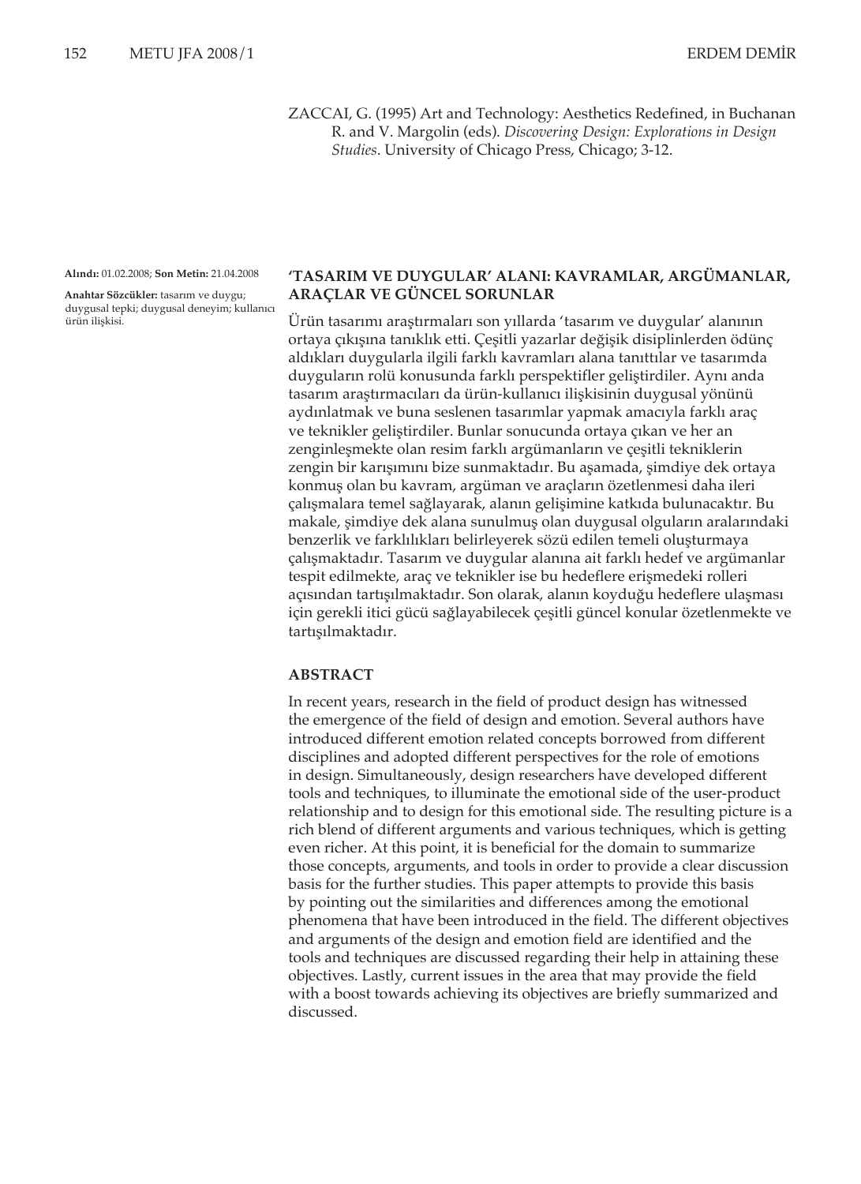ZACCAI, G. (1995) Art and Technology: Aesthetics Redefined, in Buchanan R. and V. Margolin (eds). *Discovering Design: Explorations in Design Studies*. University of Chicago Press, Chicago; 3-12.

**Alındı:** 01.02.2008; **Son Metin:** 21.04.2008

**Anahtar Sözcükler:** tasarım ve duygu; duygusal tepki; duygusal deneyim; kullanıcı ürün ilişkisi.

## ‘TASARIM VE DUYGULAR’ ALANI: KAVRAMLAR, ARGÜMANLAR, ARAÇLAR VE GÜNCEL SORUNLAR

Ürün tasarımı araştırmaları son yıllarda ‘tasarım ve duygular’ alanının ortaya çıkışına tanıklık etti. Çeşitli yazarlar değişik disiplinlerden ödünç aldıkları duygularla ilgili farklı kavramları alana tanıttılar ve tasarımda duyguların rolü konusunda farklı perspektifler geliştirdiler. Aynı anda tasarım araştırmacıları da ürün-kullanıcı ilişkisinin duygusal yönünü aydınlatmak ve buna seslenen tasarımlar yapmak amacıyla farklı araç ve teknikler geliştirdiler. Bunlar sonucunda ortaya çıkan ve her an zenginleşmekte olan resim farklı argümanların ve çeşitli tekniklerin zengin bir karışımını bize sunmaktadır. Bu aşamada, şimdiye dek ortaya konmuş olan bu kavram, argüman ve araçların özetlenmesi daha ileri çalışmalara temel sağlayarak, alanın gelişimine katkıda bulunacaktır. Bu makale, şimdiye dek alana sunulmuş olan duygusal olguların aralarındaki benzerlik ve farklılıkları belirleyerek sözü edilen temeli oluşturmaya çalışmaktadır. Tasarım ve duygular alanına ait farklı hedef ve argümanlar tespit edilmekte, araç ve teknikler ise bu hedeflere erişmedeki rolleri açısından tartışılmaktadır. Son olarak, alanın koyduğu hedeflere ulaşması için gerekli itici gücü sağlayabilecek çeşitli güncel konular özetlenmekte ve tartışılmaktadır.

## ABSTRACT

In recent years, research in the field of product design has witnessed the emergence of the field of design and emotion. Several authors have introduced different emotion related concepts borrowed from different disciplines and adopted different perspectives for the role of emotions in design. Simultaneously, design researchers have developed different tools and techniques, to illuminate the emotional side of the user-product relationship and to design for this emotional side. The resulting picture is a rich blend of different arguments and various techniques, which is getting even richer. At this point, it is beneficial for the domain to summarize those concepts, arguments, and tools in order to provide a clear discussion basis for the further studies. This paper attempts to provide this basis by pointing out the similarities and differences among the emotional phenomena that have been introduced in the field. The different objectives and arguments of the design and emotion field are identified and the tools and techniques are discussed regarding their help in attaining these objectives. Lastly, current issues in the area that may provide the field with a boost towards achieving its objectives are briefly summarized and discussed.